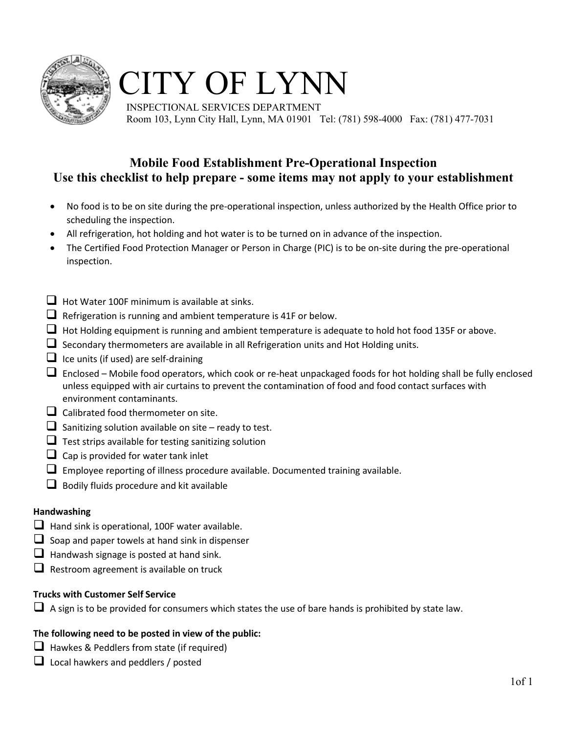# CITY OF LYNN

INSPECTIONAL SERVICES DEPARTMENT
Room 103, Lynn City Hall, Lynn, MA 01901 Tel: (781) 598-4000 Fax: (781) 477-7031

## Mobile Food Establishment Pre-Operational Inspection
## Use this checklist to help prepare - some items may not apply to your establishment

- No food is to be on site during the pre-operational inspection, unless authorized by the Health Office prior to scheduling the inspection.
- All refrigeration, hot holding and hot water is to be turned on in advance of the inspection.
- The Certified Food Protection Manager or Person in Charge (PIC) is to be on-site during the pre-operational inspection.

- [ ] Hot Water 100F minimum is available at sinks.
- [ ] Refrigeration is running and ambient temperature is 41F or below.
- [ ] Hot Holding equipment is running and ambient temperature is adequate to hold hot food 135F or above.
- [ ] Secondary thermometers are available in all Refrigeration units and Hot Holding units.
- [ ] Ice units (if used) are self-draining
- [ ] Enclosed – Mobile food operators, which cook or re-heat unpackaged foods for hot holding shall be fully enclosed unless equipped with air curtains to prevent the contamination of food and food contact surfaces with environment contaminants.
- [ ] Calibrated food thermometer on site.
- [ ] Sanitizing solution available on site – ready to test.
- [ ] Test strips available for testing sanitizing solution
- [ ] Cap is provided for water tank inlet
- [ ] Employee reporting of illness procedure available. Documented training available.
- [ ] Bodily fluids procedure and kit available

**Handwashing**

- [ ] Hand sink is operational, 100F water available.
- [ ] Soap and paper towels at hand sink in dispenser
- [ ] Handwash signage is posted at hand sink.
- [ ] Restroom agreement is available on truck

**Trucks with Customer Self Service**

- [ ] A sign is to be provided for consumers which states the use of bare hands is prohibited by state law.

**The following need to be posted in view of the public:**

- [ ] Hawkes & Peddlers from state (if required)
- [ ] Local hawkers and peddlers / posted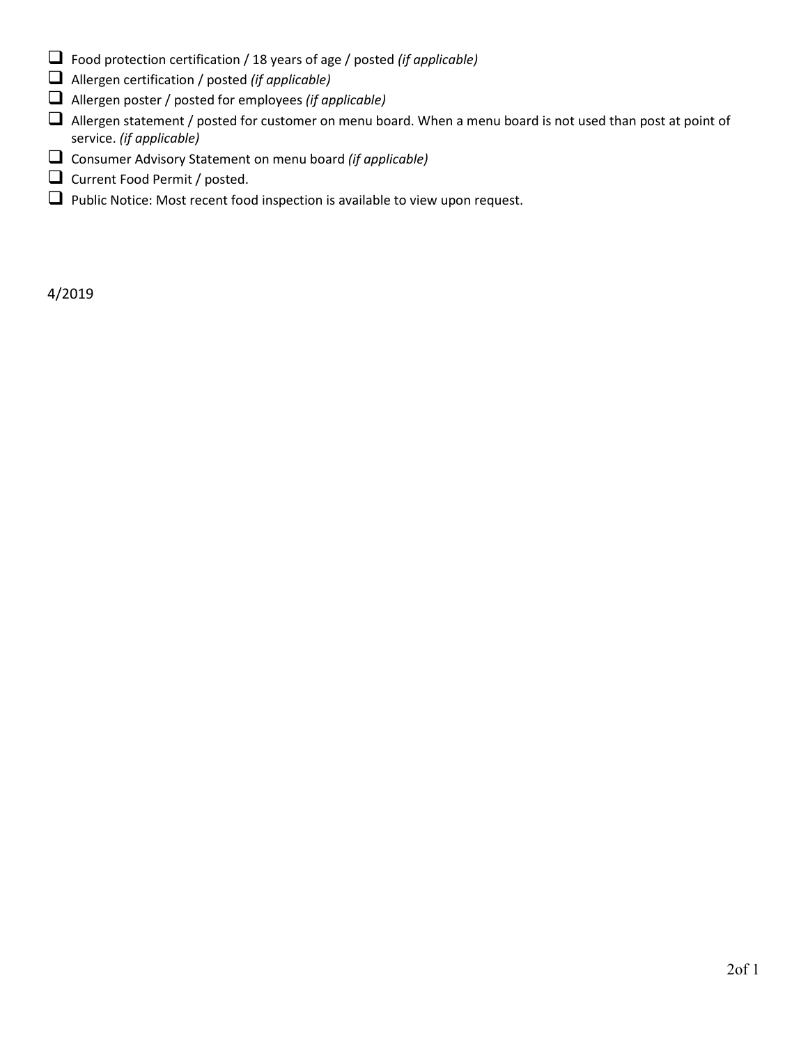- ☐ Food protection certification / 18 years of age / posted *(if applicable)*
- ☐ Allergen certification / posted *(if applicable)*
- ☐ Allergen poster / posted for employees *(if applicable)*
- ☐ Allergen statement / posted for customer on menu board. When a menu board is not used than post at point of service. *(if applicable)*
- ☐ Consumer Advisory Statement on menu board *(if applicable)*
- ☐ Current Food Permit / posted.
- ☐ Public Notice: Most recent food inspection is available to view upon request.

4/2019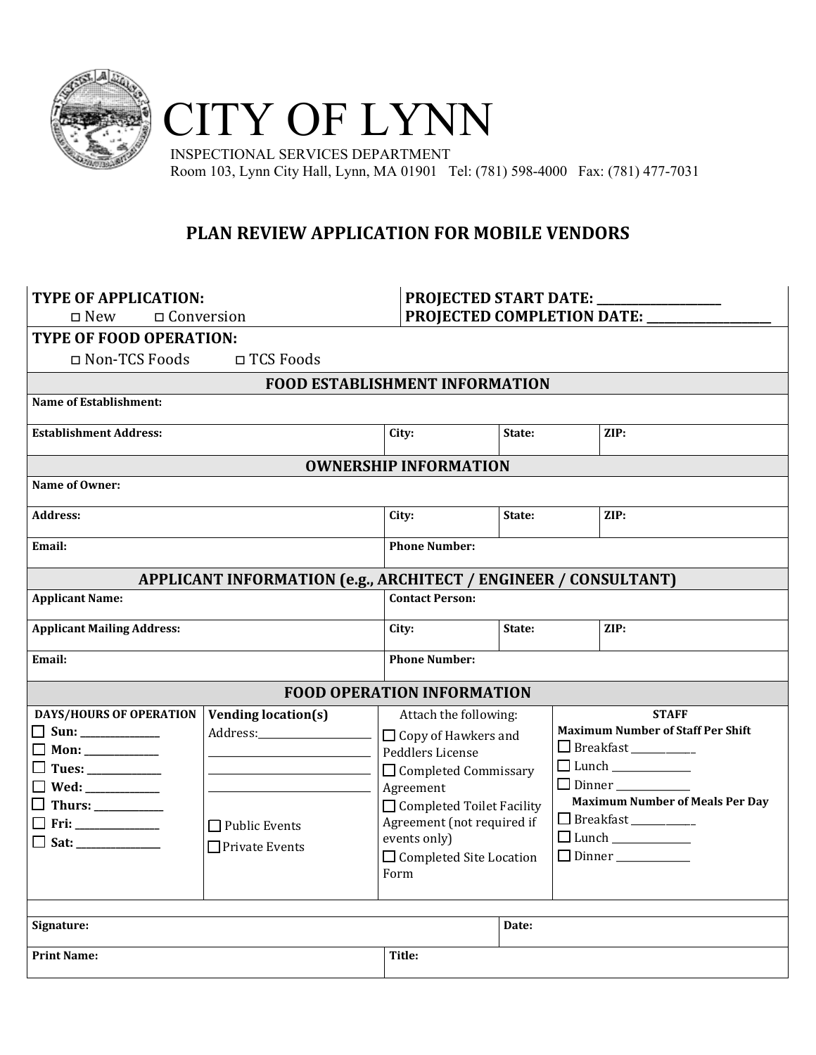# CITY OF LYNN

INSPECTIONAL SERVICES DEPARTMENT
Room 103, Lynn City Hall, Lynn, MA 01901 Tel: (781) 598-4000 Fax: (781) 477-7031

## PLAN REVIEW APPLICATION FOR MOBILE VENDORS

| **TYPE OF APPLICATION:** ◻ New ◻ Conversion | **PROJECTED START DATE:** ___________________ **PROJECTED COMPLETION DATE:** ___________________ |
|---|---|

**TYPE OF FOOD OPERATION:**
◻ Non-TCS Foods ◻ TCS Foods

### FOOD ESTABLISHMENT INFORMATION

| **Name of Establishment:** | | | |
|---|---|---|---|
| **Establishment Address:** | **City:** | **State:** | **ZIP:** |

### OWNERSHIP INFORMATION

| **Name of Owner:** | | | |
|---|---|---|---|
| **Address:** | **City:** | **State:** | **ZIP:** |
| **Email:** | **Phone Number:** | | |

### APPLICANT INFORMATION (e.g., ARCHITECT / ENGINEER / CONSULTANT)

| **Applicant Name:** | **Contact Person:** | | |
|---|---|---|---|
| **Applicant Mailing Address:** | **City:** | **State:** | **ZIP:** |
| **Email:** | **Phone Number:** | | |

### FOOD OPERATION INFORMATION

| **DAYS/HOURS OF OPERATION** | **Vending location(s)** | Attach the following: | **STAFF** |
|---|---|---|---|
| ☐ **Sun:** ____________<br>☐ **Mon:** ____________<br>☐ **Tues:** ____________<br>☐ **Wed:** ____________<br>☐ **Thurs:** ____________<br>☐ **Fri:** ____________<br>☐ **Sat:** ____________ | Address:____________________<br>____________________<br>____________________<br>____________________<br><br>☐ Public Events<br>☐ Private Events | ☐ Copy of Hawkers and Peddlers License<br>☐ Completed Commissary Agreement<br>☐ Completed Toilet Facility Agreement (not required if events only)<br>☐ Completed Site Location Form | **Maximum Number of Staff Per Shift**<br>☐ Breakfast ____________<br>☐ Lunch ____________<br>☐ Dinner ____________<br>**Maximum Number of Meals Per Day**<br>☐ Breakfast ____________<br>☐ Lunch ____________<br>☐ Dinner ____________ |

| **Signature:** | **Date:** |
|---|---|
| **Print Name:** | **Title:** |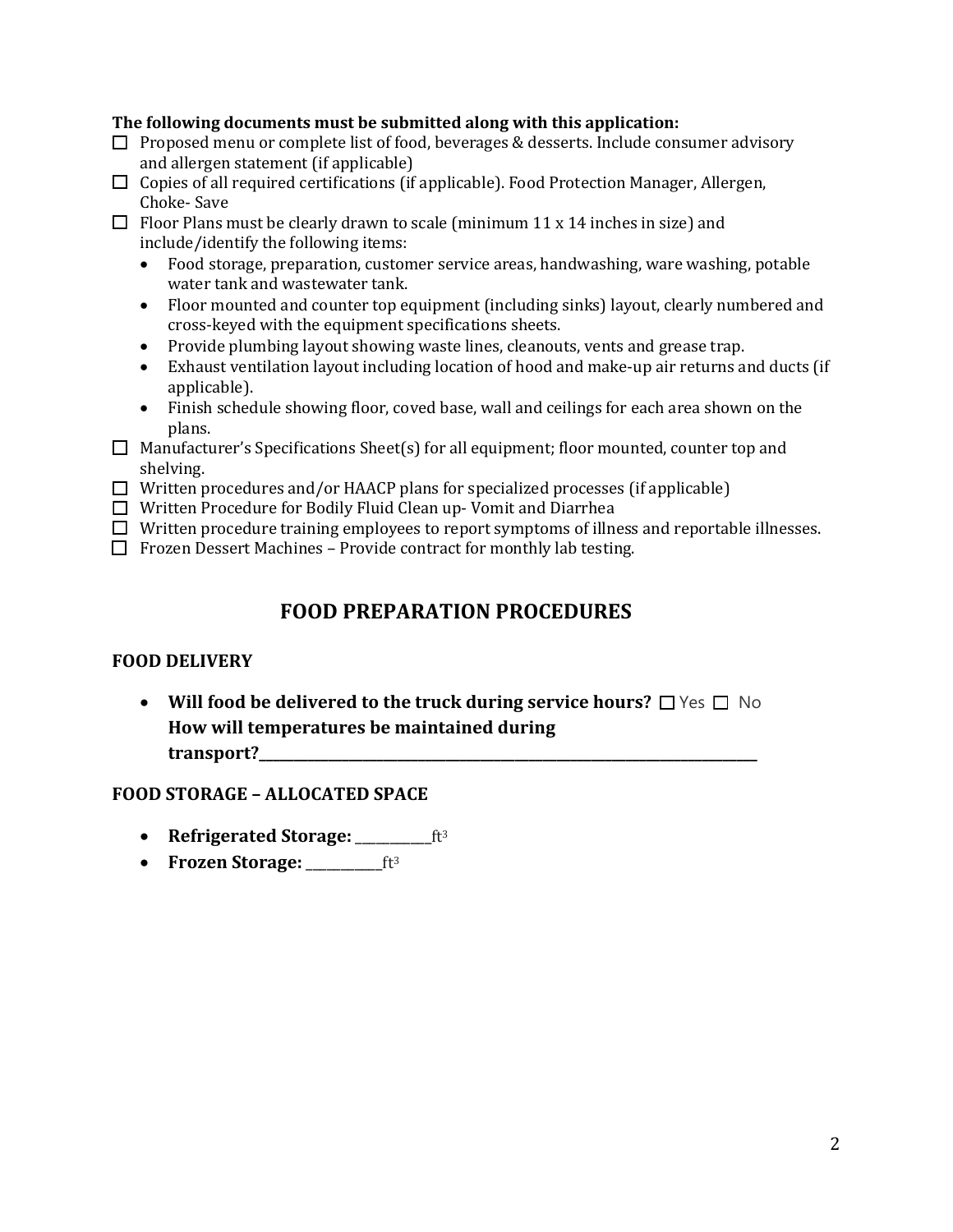**The following documents must be submitted along with this application:**

- ☐ Proposed menu or complete list of food, beverages & desserts. Include consumer advisory and allergen statement (if applicable)
- ☐ Copies of all required certifications (if applicable). Food Protection Manager, Allergen, Choke- Save
- ☐ Floor Plans must be clearly drawn to scale (minimum 11 x 14 inches in size) and include/identify the following items:
  - Food storage, preparation, customer service areas, handwashing, ware washing, potable water tank and wastewater tank.
  - Floor mounted and counter top equipment (including sinks) layout, clearly numbered and cross-keyed with the equipment specifications sheets.
  - Provide plumbing layout showing waste lines, cleanouts, vents and grease trap.
  - Exhaust ventilation layout including location of hood and make-up air returns and ducts (if applicable).
  - Finish schedule showing floor, coved base, wall and ceilings for each area shown on the plans.
- ☐ Manufacturer's Specifications Sheet(s) for all equipment; floor mounted, counter top and shelving.
- ☐ Written procedures and/or HAACP plans for specialized processes (if applicable)
- ☐ Written Procedure for Bodily Fluid Clean up- Vomit and Diarrhea
- ☐ Written procedure training employees to report symptoms of illness and reportable illnesses.
- ☐ Frozen Dessert Machines – Provide contract for monthly lab testing.

## FOOD PREPARATION PROCEDURES

### FOOD DELIVERY

- **Will food be delivered to the truck during service hours?** ☐ Yes ☐ No
  **How will temperatures be maintained during transport?**______________________________________________

### FOOD STORAGE – ALLOCATED SPACE

- **Refrigerated Storage:** __________ $ft^3$
- **Frozen Storage:** __________ $ft^3$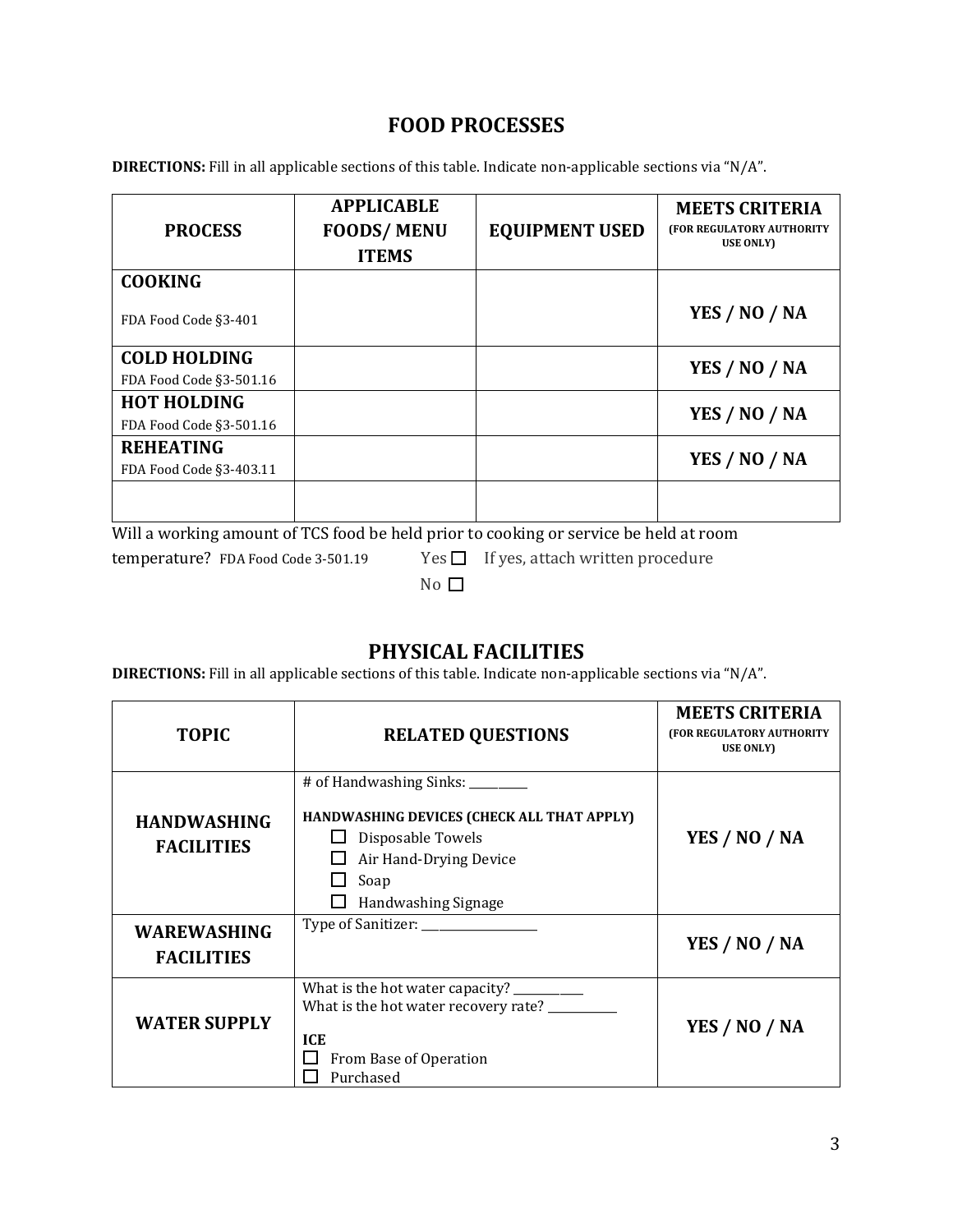## FOOD PROCESSES

**DIRECTIONS:** Fill in all applicable sections of this table. Indicate non-applicable sections via "N/A".

| PROCESS | APPLICABLE FOODS/ MENU ITEMS | EQUIPMENT USED | MEETS CRITERIA (FOR REGULATORY AUTHORITY USE ONLY) |
|---|---|---|---|
| **COOKING** FDA Food Code §3-401 | | | **YES / NO / NA** |
| **COLD HOLDING** FDA Food Code §3-501.16 | | | **YES / NO / NA** |
| **HOT HOLDING** FDA Food Code §3-501.16 | | | **YES / NO / NA** |
| **REHEATING** FDA Food Code §3-403.11 | | | **YES / NO / NA** |
| | | | |

Will a working amount of TCS food be held prior to cooking or service be held at room temperature? FDA Food Code 3-501.19

☐ Yes If yes, attach written procedure
☐ No

## PHYSICAL FACILITIES

**DIRECTIONS:** Fill in all applicable sections of this table. Indicate non-applicable sections via "N/A".

| TOPIC | RELATED QUESTIONS | MEETS CRITERIA (FOR REGULATORY AUTHORITY USE ONLY) |
|---|---|---|
| **HANDWASHING FACILITIES** | # of Handwashing Sinks: __________<br><br>**HANDWASHING DEVICES (CHECK ALL THAT APPLY)**<br>☐ Disposable Towels<br>☐ Air Hand-Drying Device<br>☐ Soap<br>☐ Handwashing Signage | **YES / NO / NA** |
| **WAREWASHING FACILITIES** | Type of Sanitizer: ____________________ | **YES / NO / NA** |
| **WATER SUPPLY** | What is the hot water capacity? ___________<br>What is the hot water recovery rate? ___________<br><br>**ICE**<br>☐ From Base of Operation<br>☐ Purchased | **YES / NO / NA** |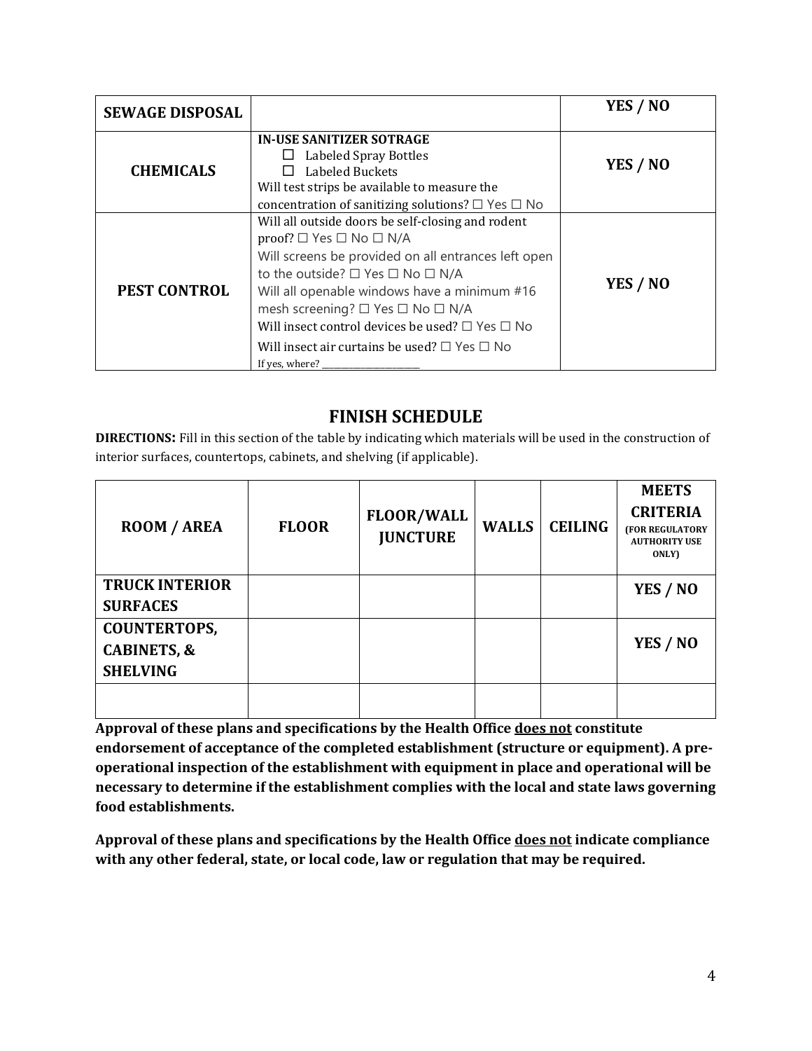| SEWAGE DISPOSAL | | YES / NO |
|---|---|---|
| **CHEMICALS** | **IN-USE SANITIZER SOTRAGE**<br>☐ Labeled Spray Bottles<br>☐ Labeled Buckets<br>Will test strips be available to measure the concentration of sanitizing solutions? ☐ Yes ☐ No | **YES / NO** |
| **PEST CONTROL** | Will all outside doors be self-closing and rodent proof? ☐ Yes ☐ No ☐ N/A<br>Will screens be provided on all entrances left open to the outside? ☐ Yes ☐ No ☐ N/A<br>Will all openable windows have a minimum #16 mesh screening? ☐ Yes ☐ No ☐ N/A<br>Will insect control devices be used? ☐ Yes ☐ No<br>Will insect air curtains be used? ☐ Yes ☐ No<br>If yes, where? ____________________ | **YES / NO** |

## FINISH SCHEDULE

**DIRECTIONS:** Fill in this section of the table by indicating which materials will be used in the construction of interior surfaces, countertops, cabinets, and shelving (if applicable).

| ROOM / AREA | FLOOR | FLOOR/WALL JUNCTURE | WALLS | CEILING | MEETS CRITERIA (FOR REGULATORY AUTHORITY USE ONLY) |
|---|---|---|---|---|---|
| **TRUCK INTERIOR SURFACES** | | | | | **YES / NO** |
| **COUNTERTOPS, CABINETS, & SHELVING** | | | | | **YES / NO** |
| | | | | | |

**Approval of these plans and specifications by the Health Office <u>does not</u> constitute endorsement of acceptance of the completed establishment (structure or equipment). A pre-operational inspection of the establishment with equipment in place and operational will be necessary to determine if the establishment complies with the local and state laws governing food establishments.**

**Approval of these plans and specifications by the Health Office <u>does not</u> indicate compliance with any other federal, state, or local code, law or regulation that may be required.**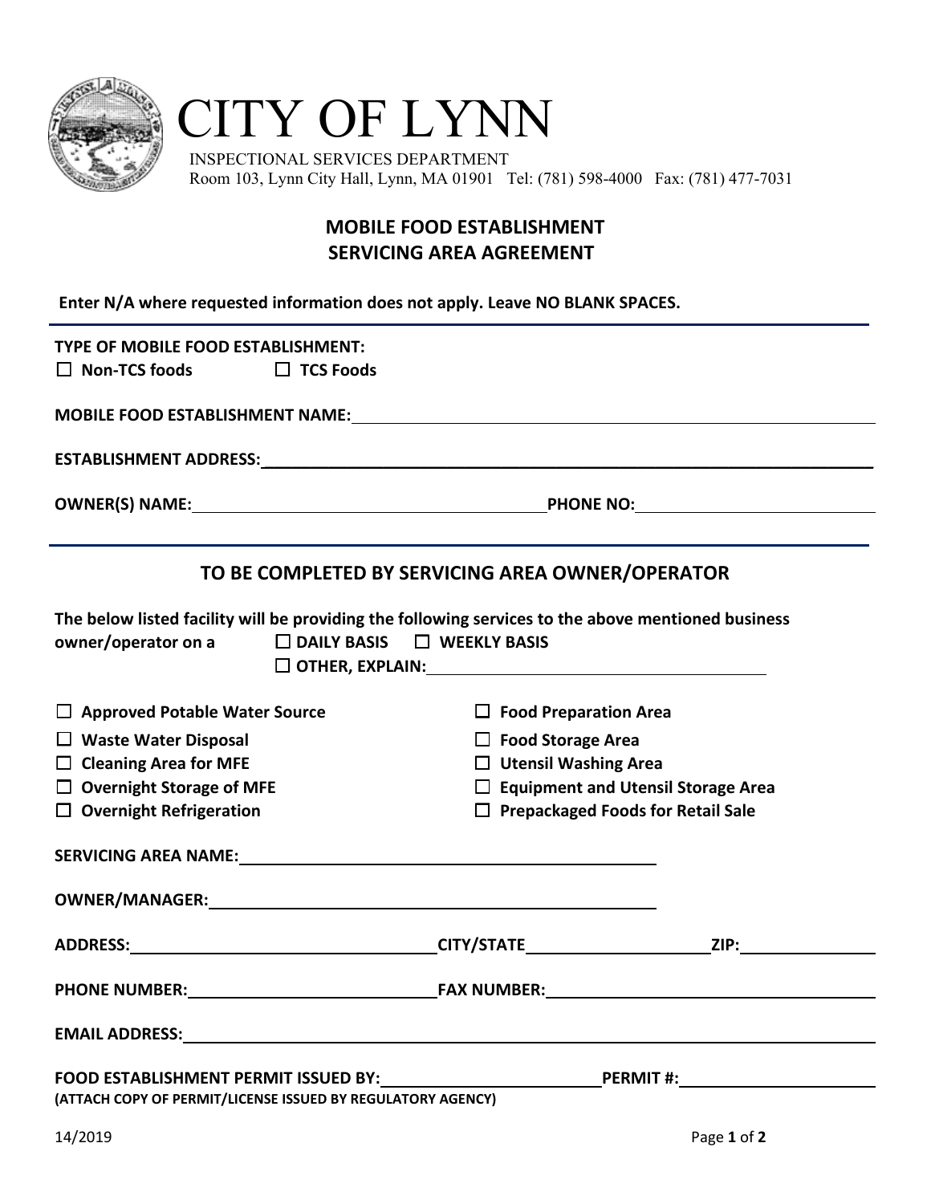# CITY OF LYNN

INSPECTIONAL SERVICES DEPARTMENT
Room 103, Lynn City Hall, Lynn, MA 01901 Tel: (781) 598-4000 Fax: (781) 477-7031

## MOBILE FOOD ESTABLISHMENT SERVICING AREA AGREEMENT

**Enter N/A where requested information does not apply. Leave NO BLANK SPACES.**

**TYPE OF MOBILE FOOD ESTABLISHMENT:**
☐ **Non-TCS foods** ☐ **TCS Foods**

**MOBILE FOOD ESTABLISHMENT NAME:** \_\_\_\_\_\_\_\_\_\_\_\_\_\_\_\_\_\_\_\_\_\_\_\_\_\_\_\_\_\_

**ESTABLISHMENT ADDRESS:** \_\_\_\_\_\_\_\_\_\_\_\_\_\_\_\_\_\_\_\_\_\_\_\_\_\_\_\_\_\_

**OWNER(S) NAME:** \_\_\_\_\_\_\_\_\_\_\_\_\_\_\_\_\_\_\_\_ **PHONE NO:** \_\_\_\_\_\_\_\_\_\_\_\_\_\_\_\_\_\_\_\_

## TO BE COMPLETED BY SERVICING AREA OWNER/OPERATOR

**The below listed facility will be providing the following services to the above mentioned business owner/operator on a** ☐ **DAILY BASIS** ☐ **WEEKLY BASIS**
☐ **OTHER, EXPLAIN:** \_\_\_\_\_\_\_\_\_\_\_\_\_\_\_\_\_\_\_\_

- ☐ **Approved Potable Water Source**
- ☐ **Waste Water Disposal**
- ☐ **Cleaning Area for MFE**
- ☐ **Overnight Storage of MFE**
- ☐ **Overnight Refrigeration**
- ☐ **Food Preparation Area**
- ☐ **Food Storage Area**
- ☐ **Utensil Washing Area**
- ☐ **Equipment and Utensil Storage Area**
- ☐ **Prepackaged Foods for Retail Sale**

**SERVICING AREA NAME:** \_\_\_\_\_\_\_\_\_\_\_\_\_\_\_\_\_\_\_\_

**OWNER/MANAGER:** \_\_\_\_\_\_\_\_\_\_\_\_\_\_\_\_\_\_\_\_

**ADDRESS:** \_\_\_\_\_\_\_\_\_\_\_\_\_\_\_\_\_\_\_\_ **CITY/STATE** \_\_\_\_\_\_\_\_\_\_\_\_\_\_\_\_\_\_\_\_ **ZIP:** \_\_\_\_\_\_\_\_\_\_

**PHONE NUMBER:** \_\_\_\_\_\_\_\_\_\_\_\_\_\_\_\_\_\_\_\_ **FAX NUMBER:** \_\_\_\_\_\_\_\_\_\_\_\_\_\_\_\_\_\_\_\_

**EMAIL ADDRESS:** \_\_\_\_\_\_\_\_\_\_\_\_\_\_\_\_\_\_\_\_\_\_\_\_\_\_\_\_\_\_

**FOOD ESTABLISHMENT PERMIT ISSUED BY:** \_\_\_\_\_\_\_\_\_\_\_\_\_\_\_\_\_\_\_\_ **PERMIT #:** \_\_\_\_\_\_\_\_\_\_\_\_\_\_\_\_\_\_\_\_
**(ATTACH COPY OF PERMIT/LICENSE ISSUED BY REGULATORY AGENCY)**

14/2019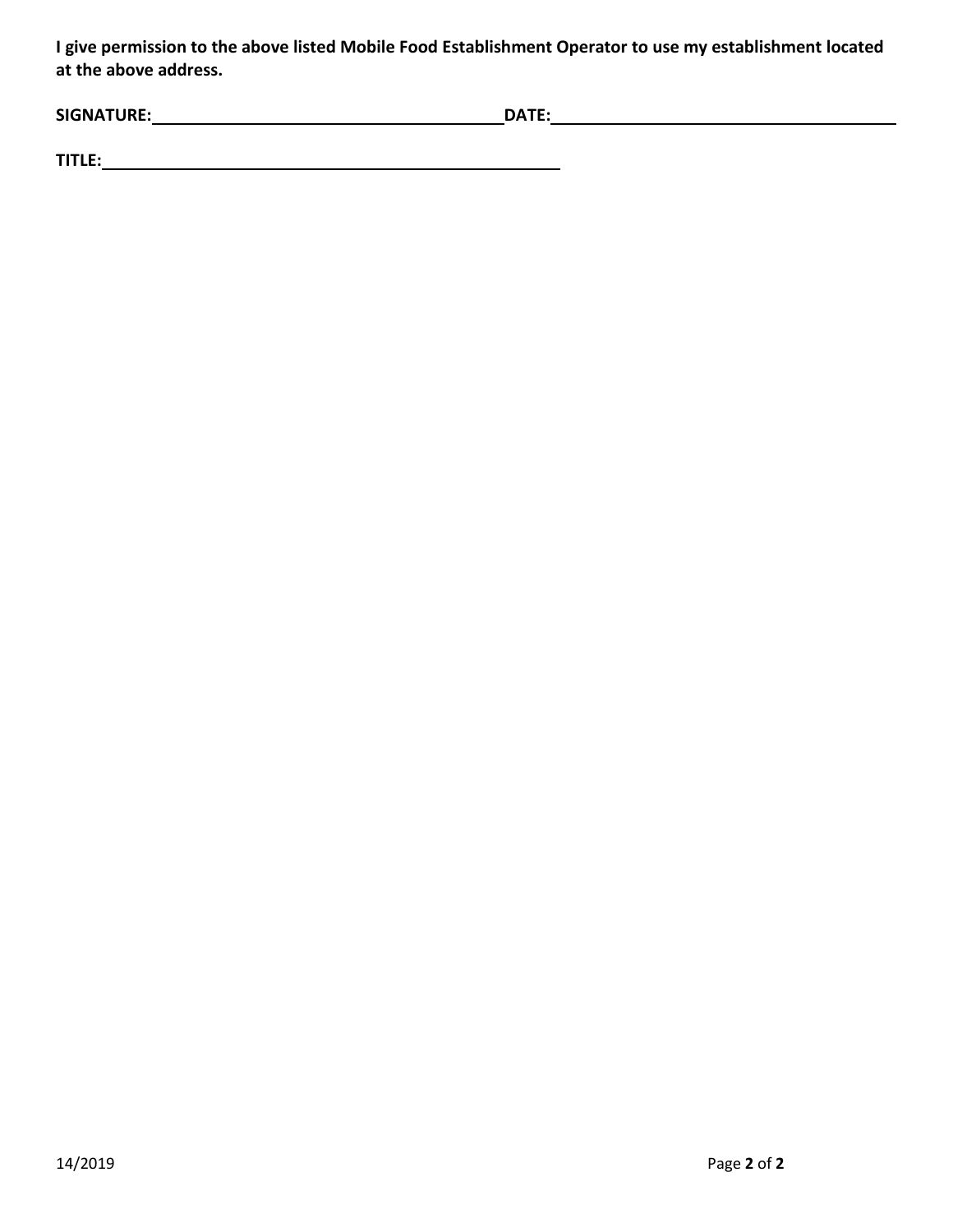**I give permission to the above listed Mobile Food Establishment Operator to use my establishment located at the above address.**

**SIGNATURE:**\_\_\_\_\_\_\_\_\_\_\_\_\_\_\_\_\_\_\_\_\_\_\_\_\_\_\_\_\_\_\_\_\_\_\_\_\_\_\_\_ **DATE:**\_\_\_\_\_\_\_\_\_\_\_\_\_\_\_\_\_\_\_\_\_\_\_\_\_\_\_\_\_\_\_\_\_\_\_\_\_\_\_\_

**TITLE:**\_\_\_\_\_\_\_\_\_\_\_\_\_\_\_\_\_\_\_\_\_\_\_\_\_\_\_\_\_\_\_\_\_\_\_\_\_\_\_\_\_\_\_\_\_\_\_\_\_\_\_\_\_\_

14/2019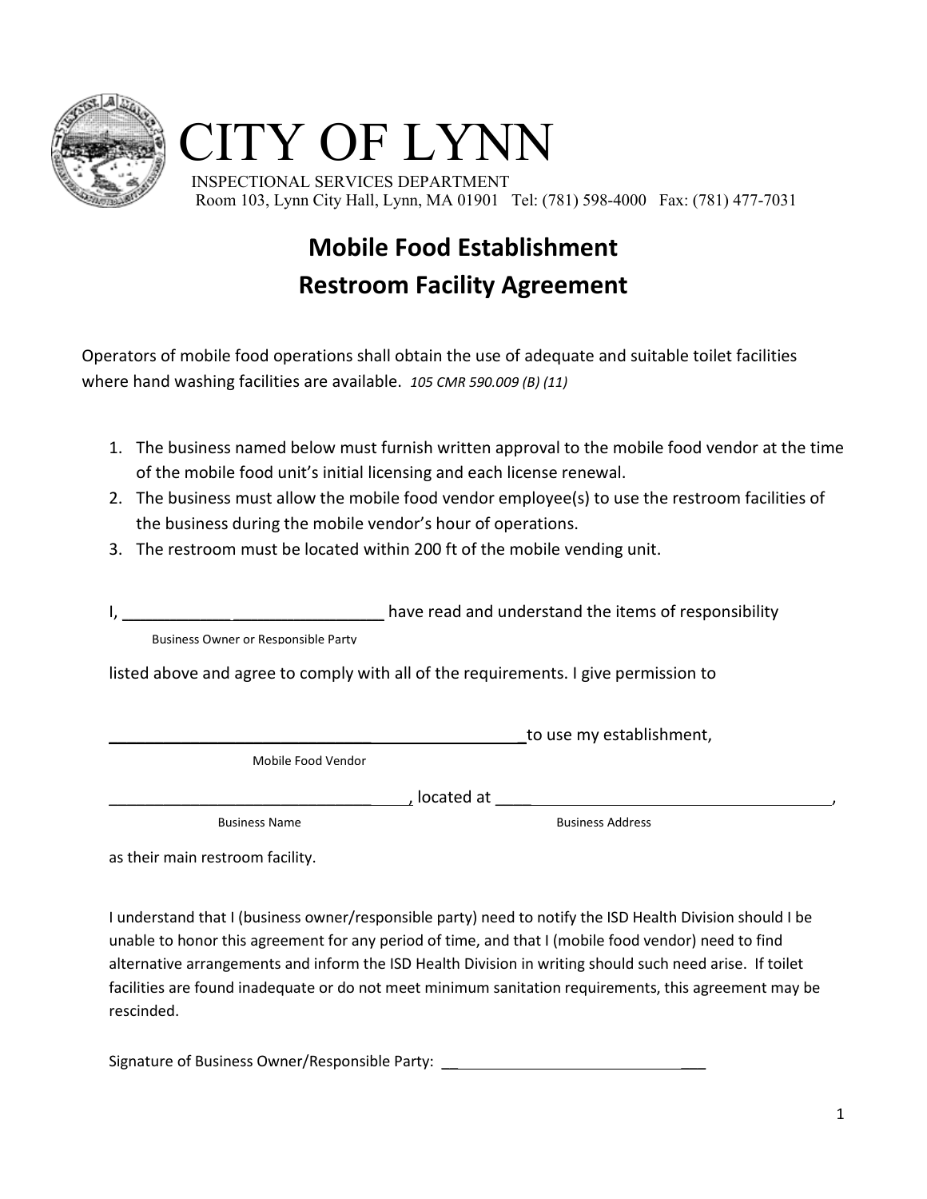# CITY OF LYNN

INSPECTIONAL SERVICES DEPARTMENT
Room 103, Lynn City Hall, Lynn, MA 01901 Tel: (781) 598-4000 Fax: (781) 477-7031

## Mobile Food Establishment
## Restroom Facility Agreement

Operators of mobile food operations shall obtain the use of adequate and suitable toilet facilities where hand washing facilities are available. *105 CMR 590.009 (B) (11)*

1. The business named below must furnish written approval to the mobile food vendor at the time of the mobile food unit's initial licensing and each license renewal.
2. The business must allow the mobile food vendor employee(s) to use the restroom facilities of the business during the mobile vendor's hour of operations.
3. The restroom must be located within 200 ft of the mobile vending unit.

I, ____________________________ have read and understand the items of responsibility
Business Owner or Responsible Party

listed above and agree to comply with all of the requirements. I give permission to

______________________________________________to use my establishment,
Mobile Food Vendor

___________________________________, located at __________________________________________,
Business Name | Business Address

as their main restroom facility.

I understand that I (business owner/responsible party) need to notify the ISD Health Division should I be unable to honor this agreement for any period of time, and that I (mobile food vendor) need to find alternative arrangements and inform the ISD Health Division in writing should such need arise. If toilet facilities are found inadequate or do not meet minimum sanitation requirements, this agreement may be rescinded.

Signature of Business Owner/Responsible Party: ________________________________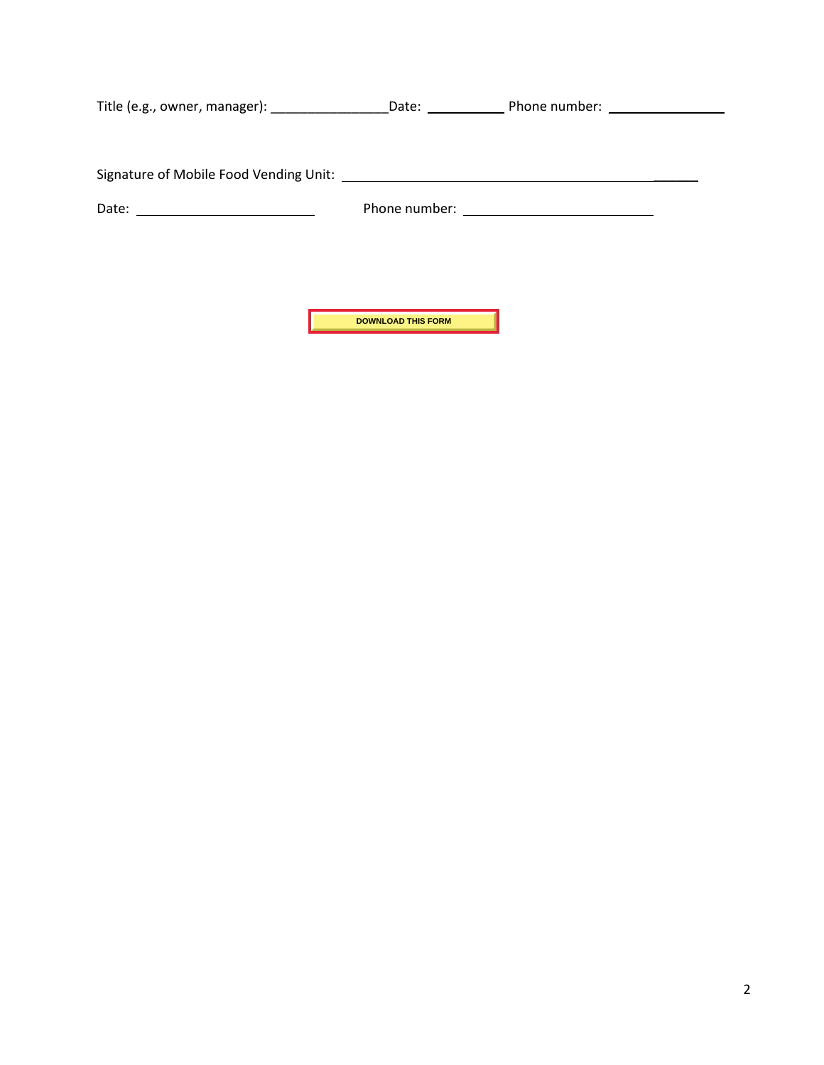Title (e.g., owner, manager): ________________Date: __________ Phone number: ________________

Signature of Mobile Food Vending Unit: ______________________________________________

Date: ________________________ Phone number: __________________________

DOWNLOAD THIS FORM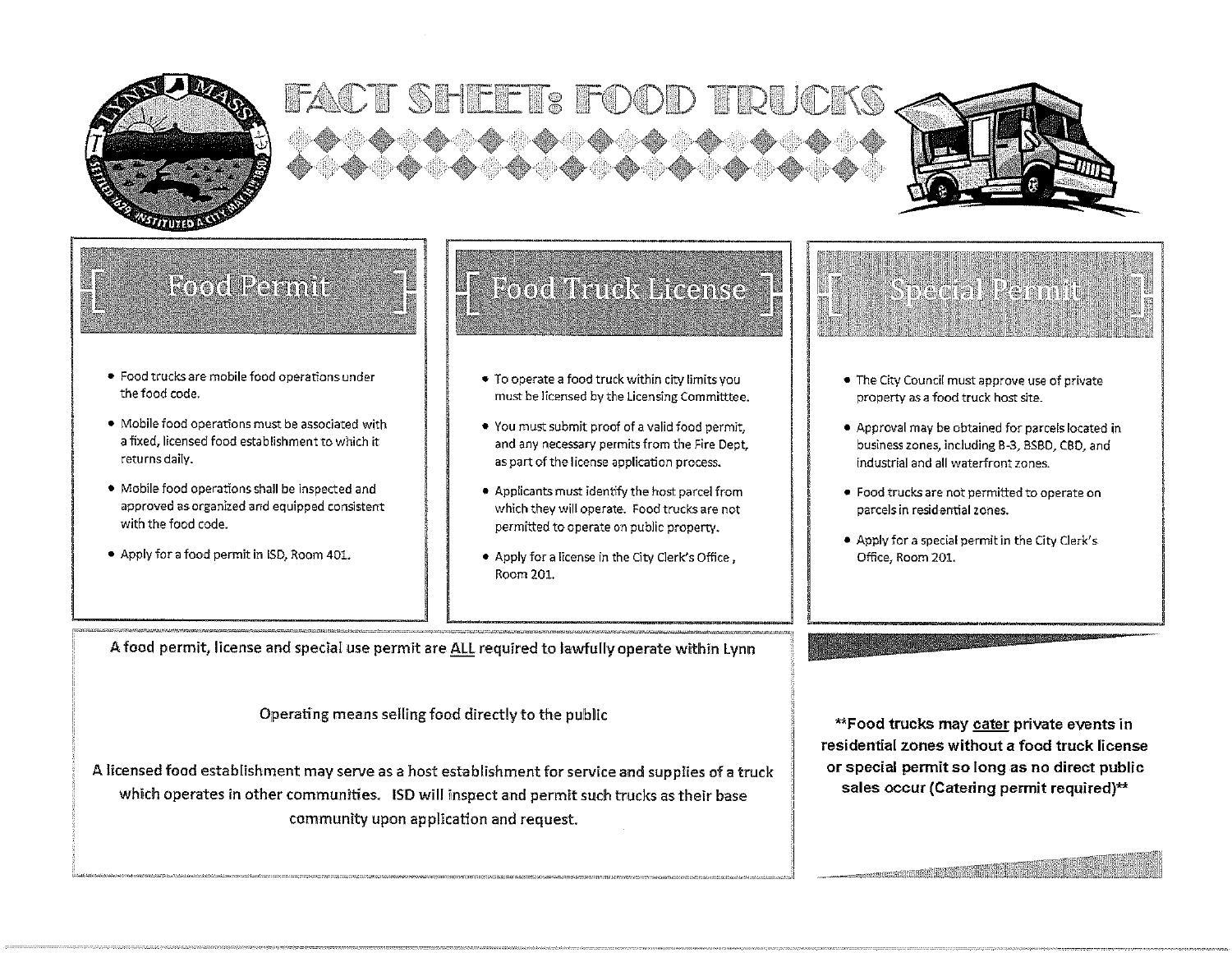# FACT SHEET: FOOD TRUCKS

## Food Permit

- Food trucks are mobile food operations under the food code.
- Mobile food operations must be associated with a fixed, licensed food establishment to which it returns daily.
- Mobile food operations shall be inspected and approved as organized and equipped consistent with the food code.
- Apply for a food permit in ISD, Room 401.

## Food Truck License

- To operate a food truck within city limits you must be licensed by the Licensing Committtee.
- You must submit proof of a valid food permit, and any necessary permits from the Fire Dept, as part of the license application process.
- Applicants must identify the host parcel from which they will operate. Food trucks are not permitted to operate on public property.
- Apply for a license in the City Clerk's Office , Room 201.

## Special Permit

- The City Council must approve use of private property as a food truck host site.
- Approval may be obtained for parcels located in business zones, including B-3, BSBD, CBD, and industrial and all waterfront zones.
- Food trucks are not permitted to operate on parcels in residential zones.
- Apply for a special permit in the City Clerk's Office, Room 201.

A food permit, license and special use permit are <u>ALL</u> required to lawfully operate within Lynn

Operating means selling food directly to the public

A licensed food establishment may serve as a host establishment for service and supplies of a truck which operates in other communities. ISD will inspect and permit such trucks as their base community upon application and request.

**\*\*Food trucks may <u>cater</u> private events in residential zones without a food truck license or special permit so long as no direct public sales occur (Catering permit required)\*\***